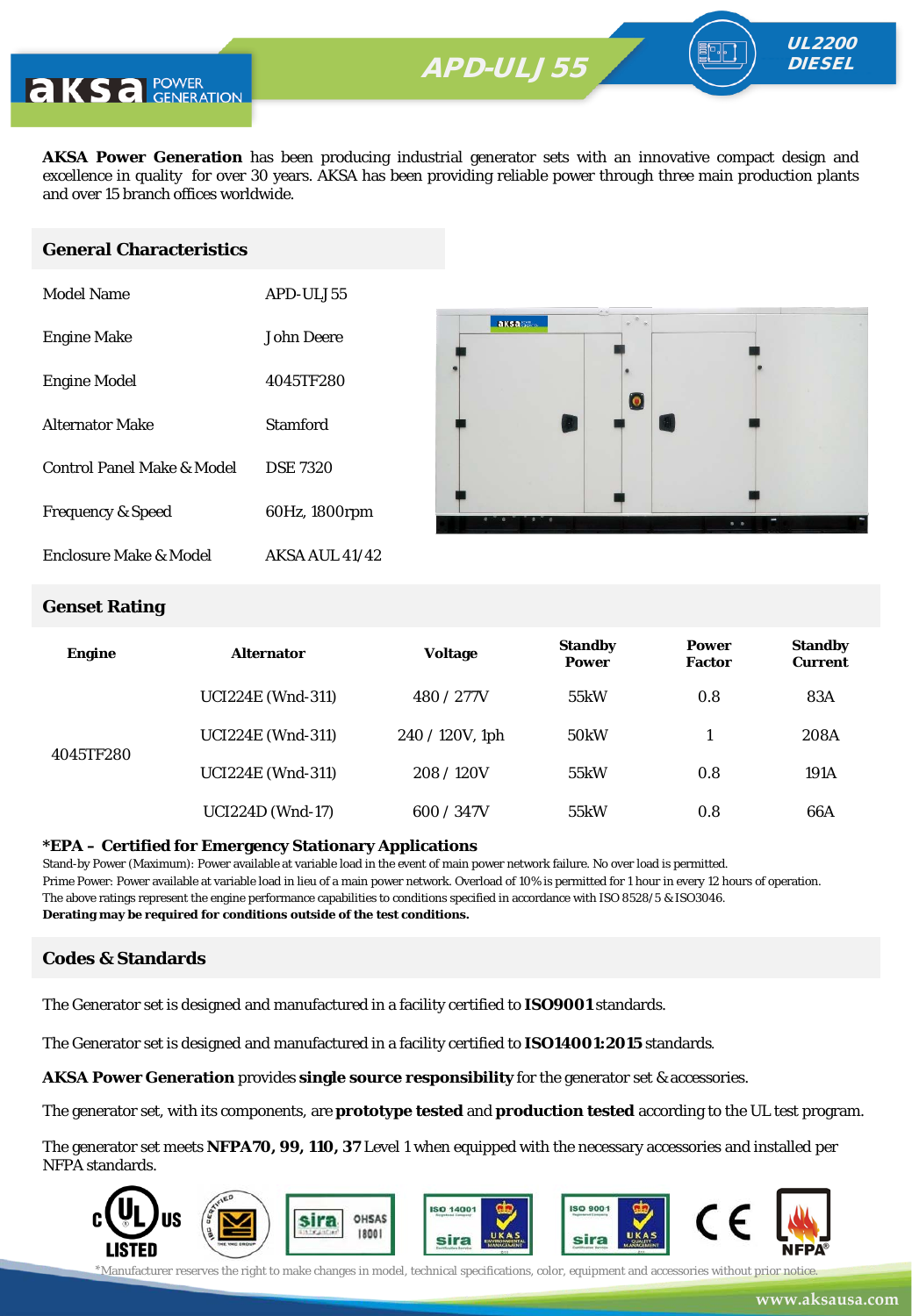# APD-ULJ 55

UL2200 DIESEL

**AKSA Power Generation** has been producing industrial generator sets with an innovative compact design and excellence in quality for over 30 years. AKSA has been providing reliable power through three main production plants and over 15 branch offices worldwide.

## General Characteristics

| | |
|---|---|
| Model Name | APD-ULJ 55 |
| Engine Make | John Deere |
| Engine Model | 4045TF280 |
| Alternator Make | Stamford |
| Control Panel Make & Model | DSE 7320 |
| Frequency & Speed | 60Hz, 1800rpm |
| Enclosure Make & Model | AKSA AUL 41/42 |

## Genset Rating

| Engine | Alternator | Voltage | Standby Power | Power Factor | Standby Current |
|---|---|---|---|---|---|
| 4045TF280 | UCI224E (Wnd-311) | 480 / 277V | 55kW | 0.8 | 83A |
| | UCI224E (Wnd-311) | 240 / 120V, 1ph | 50kW | 1 | 208A |
| | UCI224E (Wnd-311) | 208 / 120V | 55kW | 0.8 | 191A |
| | UCI224D (Wnd-17) | 600 / 347V | 55kW | 0.8 | 66A |

**\*EPA – Certified for Emergency Stationary Applications**

Stand-by Power (Maximum): Power available at variable load in the event of main power network failure. No over load is permitted.
Prime Power: Power available at variable load in lieu of a main power network. Overload of 10% is permitted for 1 hour in every 12 hours of operation.
The above ratings represent the engine performance capabilities to conditions specified in accordance with ISO 8528/5 & ISO3046.
**Derating may be required for conditions outside of the test conditions.**

## Codes & Standards

The Generator set is designed and manufactured in a facility certified to **ISO9001** standards.

The Generator set is designed and manufactured in a facility certified to **ISO14001:2015** standards.

**AKSA Power Generation** provides **single source responsibility** for the generator set & accessories.

The generator set, with its components, are **prototype tested** and **production tested** according to the UL test program.

The generator set meets **NFPA70, 99, 110, 37** Level 1 when equipped with the necessary accessories and installed per NFPA standards.

*Manufacturer reserves the right to make changes in model, technical specifications, color, equipment and accessories without prior notice.

www.aksausa.com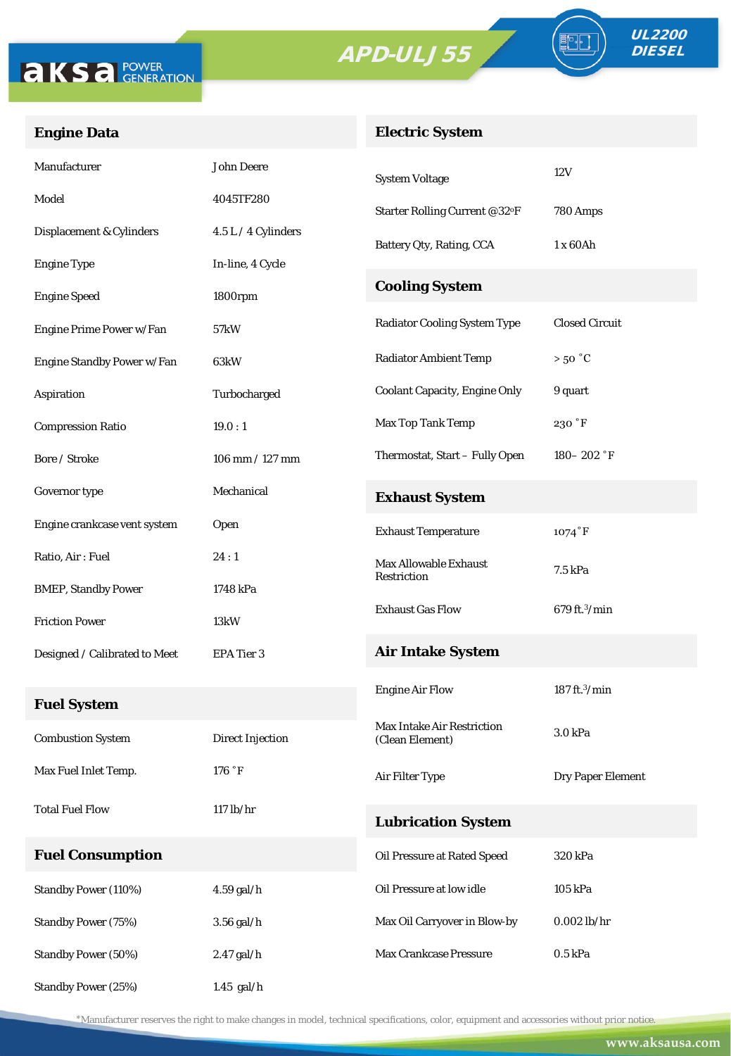aksa POWER GENERATION

# APD-ULJ 55

UL2200 DIESEL

## Engine Data

| | |
|---|---|
| Manufacturer | John Deere |
| Model | 4045TF280 |
| Displacement & Cylinders | 4.5 L / 4 Cylinders |
| Engine Type | In-line, 4 Cycle |
| Engine Speed | 1800rpm |
| Engine Prime Power w/Fan | 57kW |
| Engine Standby Power w/Fan | 63kW |
| Aspiration | Turbocharged |
| Compression Ratio | 19.0 : 1 |
| Bore / Stroke | 106 mm / 127 mm |
| Governor type | Mechanical |
| Engine crankcase vent system | Open |
| Ratio, Air : Fuel | 24 : 1 |
| BMEP, Standby Power | 1748 kPa |
| Friction Power | 13kW |
| Designed / Calibrated to Meet | EPA Tier 3 |

## Fuel System

| | |
|---|---|
| Combustion System | Direct Injection |
| Max Fuel Inlet Temp. | 176 ˚F |
| Total Fuel Flow | 117 lb/hr |

## Fuel Consumption

| | |
|---|---|
| Standby Power (110%) | 4.59 gal/h |
| Standby Power (75%) | 3.56 gal/h |
| Standby Power (50%) | 2.47 gal/h |
| Standby Power (25%) | 1.45 gal/h |

## Electric System

| | |
|---|---|
| System Voltage | 12V |
| Starter Rolling Current @32ºF | 780 Amps |
| Battery Qty, Rating, CCA | 1 x 60Ah |

## Cooling System

| | |
|---|---|
| Radiator Cooling System Type | Closed Circuit |
| Radiator Ambient Temp | > 50 ˚C |
| Coolant Capacity, Engine Only | 9 quart |
| Max Top Tank Temp | 230 ˚F |
| Thermostat, Start – Fully Open | 180– 202 ˚F |

## Exhaust System

| | |
|---|---|
| Exhaust Temperature | 1074 ˚F |
| Max Allowable Exhaust Restriction | 7.5 kPa |
| Exhaust Gas Flow | 679 ft.$^3$/min |

## Air Intake System

| | |
|---|---|
| Engine Air Flow | 187 ft.$^3$/min |
| Max Intake Air Restriction (Clean Element) | 3.0 kPa |
| Air Filter Type | Dry Paper Element |

## Lubrication System

| | |
|---|---|
| Oil Pressure at Rated Speed | 320 kPa |
| Oil Pressure at low idle | 105 kPa |
| Max Oil Carryover in Blow-by | 0.002 lb/hr |
| Max Crankcase Pressure | 0.5 kPa |

*Manufacturer reserves the right to make changes in model, technical specifications, color, equipment and accessories without prior notice.

www.aksausa.com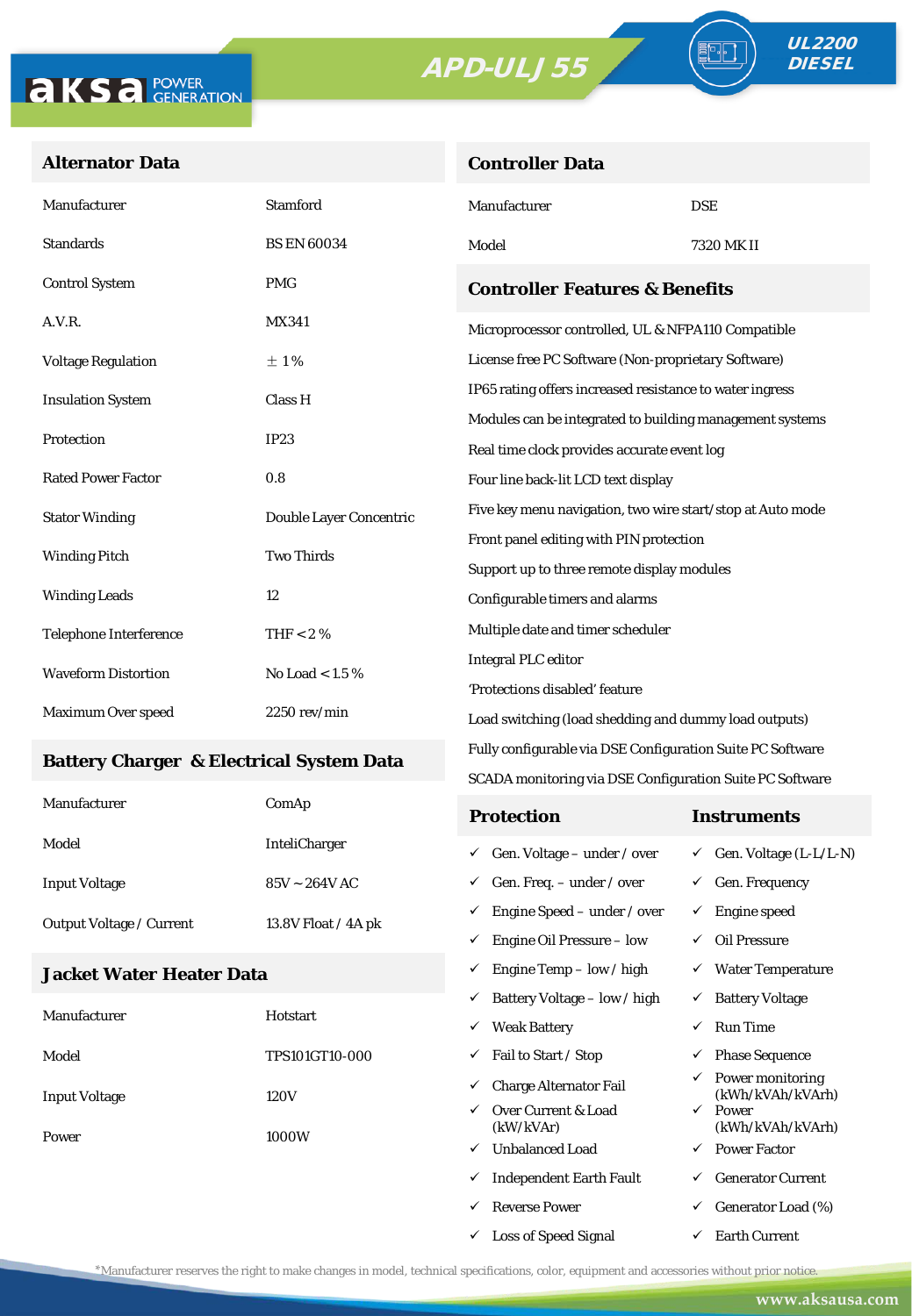# APD-ULJ 55

**UL2200 DIESEL**

## Alternator Data

| | |
|---|---|
| Manufacturer | Stamford |
| Standards | BS EN 60034 |
| Control System | PMG |
| A.V.R. | MX341 |
| Voltage Regulation | ± 1 % |
| Insulation System | Class H |
| Protection | IP23 |
| Rated Power Factor | 0.8 |
| Stator Winding | Double Layer Concentric |
| Winding Pitch | Two Thirds |
| Winding Leads | 12 |
| Telephone Interference | THF < 2 % |
| Waveform Distortion | No Load < 1.5 % |
| Maximum Over speed | 2250 rev/min |

## Battery Charger & Electrical System Data

| | |
|---|---|
| Manufacturer | ComAp |
| Model | InteliCharger |
| Input Voltage | 85V ~ 264V AC |
| Output Voltage / Current | 13.8V Float / 4A pk |

## Jacket Water Heater Data

| | |
|---|---|
| Manufacturer | Hotstart |
| Model | TPS101GT10-000 |
| Input Voltage | 120V |
| Power | 1000W |

## Controller Data

| | |
|---|---|
| Manufacturer | DSE |
| Model | 7320 MK II |

## Controller Features & Benefits

- Microprocessor controlled, UL & NFPA110 Compatible
- License free PC Software (Non-proprietary Software)
- IP65 rating offers increased resistance to water ingress
- Modules can be integrated to building management systems
- Real time clock provides accurate event log
- Four line back-lit LCD text display
- Five key menu navigation, two wire start/stop at Auto mode
- Front panel editing with PIN protection
- Support up to three remote display modules
- Configurable timers and alarms
- Multiple date and timer scheduler
- Integral PLC editor
- 'Protections disabled' feature
- Load switching (load shedding and dummy load outputs)
- Fully configurable via DSE Configuration Suite PC Software
- SCADA monitoring via DSE Configuration Suite PC Software

| Protection | Instruments |
|---|---|
| ✓ Gen. Voltage – under / over | ✓ Gen. Voltage (L-L/L-N) |
| ✓ Gen. Freq. – under / over | ✓ Gen. Frequency |
| ✓ Engine Speed – under / over | ✓ Engine speed |
| ✓ Engine Oil Pressure – low | ✓ Oil Pressure |
| ✓ Engine Temp – low / high | ✓ Water Temperature |
| ✓ Battery Voltage – low / high | ✓ Battery Voltage |
| ✓ Weak Battery | ✓ Run Time |
| ✓ Fail to Start / Stop | ✓ Phase Sequence |
| ✓ Charge Alternator Fail | ✓ Power monitoring (kWh/kVAh/kVArh) |
| ✓ Over Current & Load (kW/kVAr) | ✓ Power (kWh/kVAh/kVArh) |
| ✓ Unbalanced Load | ✓ Power Factor |
| ✓ Independent Earth Fault | ✓ Generator Current |
| ✓ Reverse Power | ✓ Generator Load (%) |
| ✓ Loss of Speed Signal | ✓ Earth Current |

*Manufacturer reserves the right to make changes in model, technical specifications, color, equipment and accessories without prior notice.

www.aksausa.com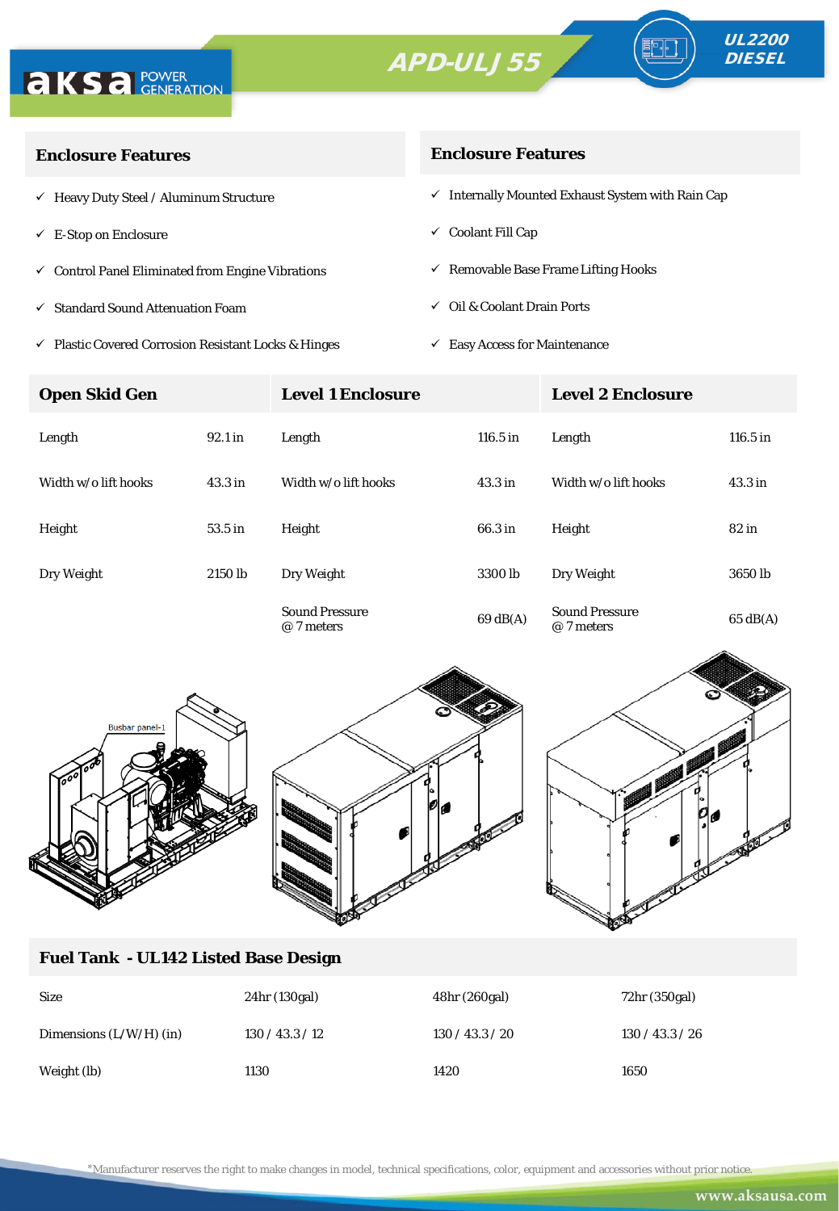# APD-ULJ 55

UL2200 DIESEL

## Enclosure Features

- ✓ Heavy Duty Steel / Aluminum Structure
- ✓ E-Stop on Enclosure
- ✓ Control Panel Eliminated from Engine Vibrations
- ✓ Standard Sound Attenuation Foam
- ✓ Plastic Covered Corrosion Resistant Locks & Hinges

## Enclosure Features

- ✓ Internally Mounted Exhaust System with Rain Cap
- ✓ Coolant Fill Cap
- ✓ Removable Base Frame Lifting Hooks
- ✓ Oil & Coolant Drain Ports
- ✓ Easy Access for Maintenance

| Open Skid Gen | | Level 1 Enclosure | | Level 2 Enclosure | |
|---|---|---|---|---|---|
| Length | 92.1 in | Length | 116.5 in | Length | 116.5 in |
| Width w/o lift hooks | 43.3 in | Width w/o lift hooks | 43.3 in | Width w/o lift hooks | 43.3 in |
| Height | 53.5 in | Height | 66.3 in | Height | 82 in |
| Dry Weight | 2150 lb | Dry Weight | 3300 lb | Dry Weight | 3650 lb |
| | | Sound Pressure @ 7 meters | 69 dB(A) | Sound Pressure @ 7 meters | 65 dB(A) |

Busbar panel-1

## Fuel Tank - UL142 Listed Base Design

| Size | 24hr (130gal) | 48hr (260gal) | 72hr (350gal) |
|---|---|---|---|
| Dimensions (L/W/H) (in) | 130 / 43.3 / 12 | 130 / 43.3 / 20 | 130 / 43.3 / 26 |
| Weight (lb) | 1130 | 1420 | 1650 |

*Manufacturer reserves the right to make changes in model, technical specifications, color, equipment and accessories without prior notice.

www.aksausa.com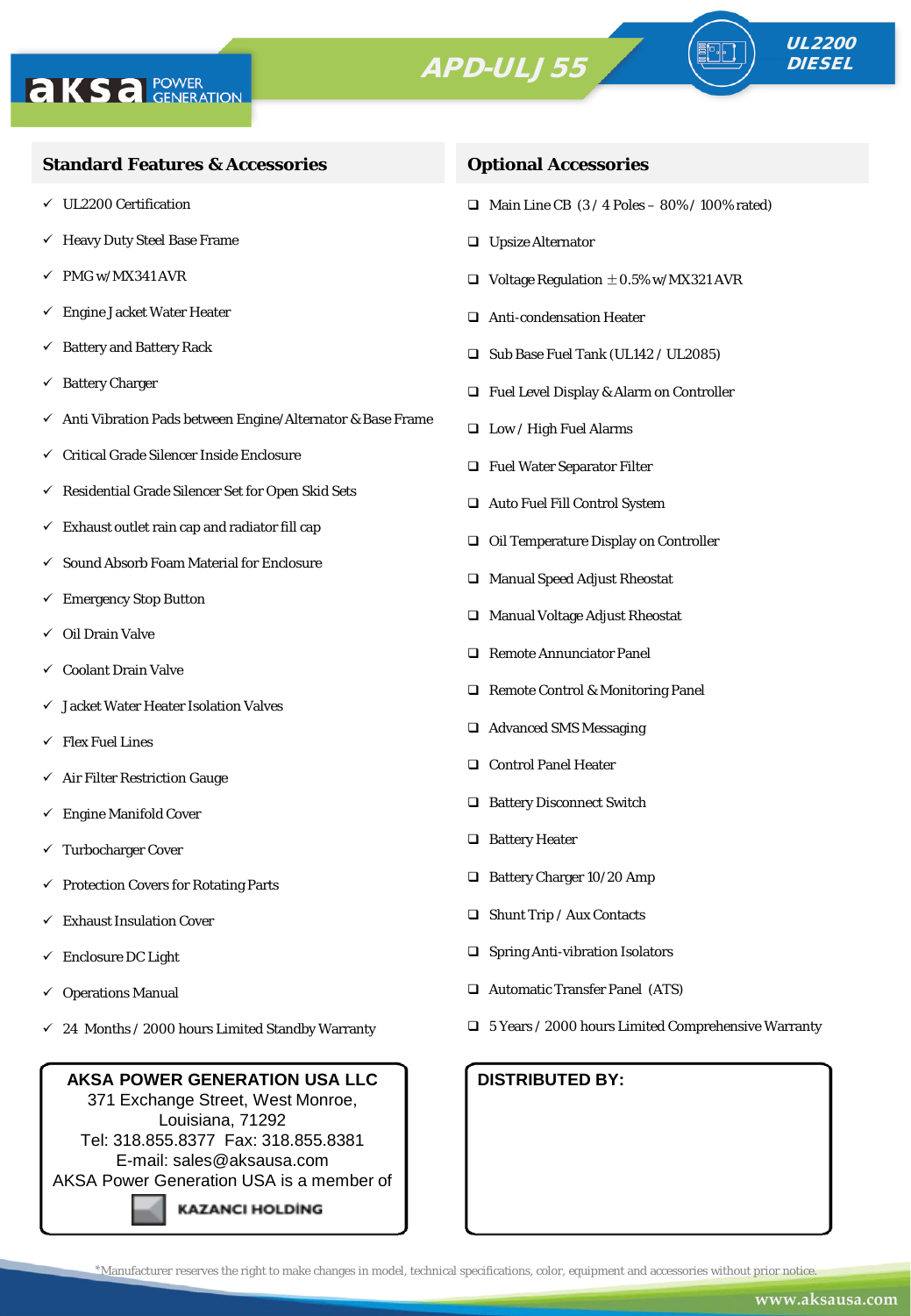aksa POWER GENERATION

APD-ULJ 55

UL2200 DIESEL

## Standard Features & Accessories

- ✓ UL2200 Certification
- ✓ Heavy Duty Steel Base Frame
- ✓ PMG w/MX341 AVR
- ✓ Engine Jacket Water Heater
- ✓ Battery and Battery Rack
- ✓ Battery Charger
- ✓ Anti Vibration Pads between Engine/Alternator & Base Frame
- ✓ Critical Grade Silencer Inside Enclosure
- ✓ Residential Grade Silencer Set for Open Skid Sets
- ✓ Exhaust outlet rain cap and radiator fill cap
- ✓ Sound Absorb Foam Material for Enclosure
- ✓ Emergency Stop Button
- ✓ Oil Drain Valve
- ✓ Coolant Drain Valve
- ✓ Jacket Water Heater Isolation Valves
- ✓ Flex Fuel Lines
- ✓ Air Filter Restriction Gauge
- ✓ Engine Manifold Cover
- ✓ Turbocharger Cover
- ✓ Protection Covers for Rotating Parts
- ✓ Exhaust Insulation Cover
- ✓ Enclosure DC Light
- ✓ Operations Manual
- ✓ 24 Months / 2000 hours Limited Standby Warranty

## Optional Accessories

- ❑ Main Line CB (3 / 4 Poles – 80% / 100% rated)
- ❑ Upsize Alternator
- ❑ Voltage Regulation ± 0.5% w/MX321 AVR
- ❑ Anti-condensation Heater
- ❑ Sub Base Fuel Tank (UL142 / UL2085)
- ❑ Fuel Level Display & Alarm on Controller
- ❑ Low / High Fuel Alarms
- ❑ Fuel Water Separator Filter
- ❑ Auto Fuel Fill Control System
- ❑ Oil Temperature Display on Controller
- ❑ Manual Speed Adjust Rheostat
- ❑ Manual Voltage Adjust Rheostat
- ❑ Remote Annunciator Panel
- ❑ Remote Control & Monitoring Panel
- ❑ Advanced SMS Messaging
- ❑ Control Panel Heater
- ❑ Battery Disconnect Switch
- ❑ Battery Heater
- ❑ Battery Charger 10/20 Amp
- ❑ Shunt Trip / Aux Contacts
- ❑ Spring Anti-vibration Isolators
- ❑ Automatic Transfer Panel (ATS)
- ❑ 5 Years / 2000 hours Limited Comprehensive Warranty

**AKSA POWER GENERATION USA LLC**
371 Exchange Street, West Monroe,
Louisiana, 71292
Tel: 318.855.8377 Fax: 318.855.8381
E-mail: sales@aksausa.com
AKSA Power Generation USA is a member of
KAZANCI HOLDİNG

**DISTRIBUTED BY:**

*Manufacturer reserves the right to make changes in model, technical specifications, color, equipment and accessories without prior notice.

www.aksausa.com